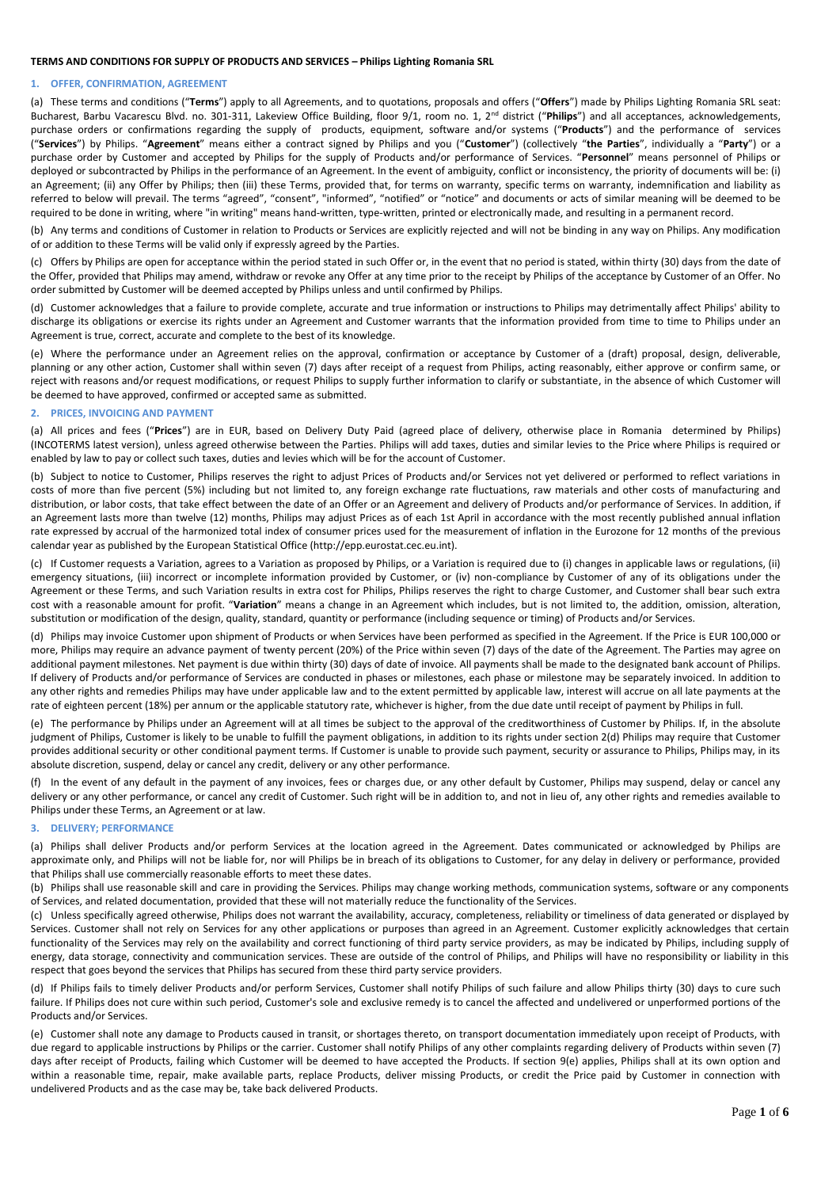**TERMS AND CONDITIONS FOR SUPPLY OF PRODUCTS AND SERVICES – Philips Lighting Romania SRL**

## 1. OFFER, CONFIRMATION, AGREEMENT

(a) These terms and conditions ("**Terms**") apply to all Agreements, and to quotations, proposals and offers ("**Offers**") made by Philips Lighting Romania SRL seat: Bucharest, Barbu Vacarescu Blvd. no. 301-311, Lakeview Office Building, floor 9/1, room no. 1, 2nd district ("**Philips**") and all acceptances, acknowledgements, purchase orders or confirmations regarding the supply of products, equipment, software and/or systems ("**Products**") and the performance of services ("**Services**") by Philips. "**Agreement**" means either a contract signed by Philips and you ("**Customer**") (collectively "**the Parties**", individually a "**Party**") or a purchase order by Customer and accepted by Philips for the supply of Products and/or performance of Services. "**Personnel**" means personnel of Philips or deployed or subcontracted by Philips in the performance of an Agreement. In the event of ambiguity, conflict or inconsistency, the priority of documents will be: (i) an Agreement; (ii) any Offer by Philips; then (iii) these Terms, provided that, for terms on warranty, specific terms on warranty, indemnification and liability as referred to below will prevail. The terms "agreed", "consent", "informed", "notified" or "notice" and documents or acts of similar meaning will be deemed to be required to be done in writing, where "in writing" means hand-written, type-written, printed or electronically made, and resulting in a permanent record.

(b) Any terms and conditions of Customer in relation to Products or Services are explicitly rejected and will not be binding in any way on Philips. Any modification of or addition to these Terms will be valid only if expressly agreed by the Parties.

(c) Offers by Philips are open for acceptance within the period stated in such Offer or, in the event that no period is stated, within thirty (30) days from the date of the Offer, provided that Philips may amend, withdraw or revoke any Offer at any time prior to the receipt by Philips of the acceptance by Customer of an Offer. No order submitted by Customer will be deemed accepted by Philips unless and until confirmed by Philips.

(d) Customer acknowledges that a failure to provide complete, accurate and true information or instructions to Philips may detrimentally affect Philips' ability to discharge its obligations or exercise its rights under an Agreement and Customer warrants that the information provided from time to time to Philips under an Agreement is true, correct, accurate and complete to the best of its knowledge.

(e) Where the performance under an Agreement relies on the approval, confirmation or acceptance by Customer of a (draft) proposal, design, deliverable, planning or any other action, Customer shall within seven (7) days after receipt of a request from Philips, acting reasonably, either approve or confirm same, or reject with reasons and/or request modifications, or request Philips to supply further information to clarify or substantiate, in the absence of which Customer will be deemed to have approved, confirmed or accepted same as submitted.

## 2. PRICES, INVOICING AND PAYMENT

(a) All prices and fees ("**Prices**") are in EUR, based on Delivery Duty Paid (agreed place of delivery, otherwise place in Romania determined by Philips) (INCOTERMS latest version), unless agreed otherwise between the Parties. Philips will add taxes, duties and similar levies to the Price where Philips is required or enabled by law to pay or collect such taxes, duties and levies which will be for the account of Customer.

(b) Subject to notice to Customer, Philips reserves the right to adjust Prices of Products and/or Services not yet delivered or performed to reflect variations in costs of more than five percent (5%) including but not limited to, any foreign exchange rate fluctuations, raw materials and other costs of manufacturing and distribution, or labor costs, that take effect between the date of an Offer or an Agreement and delivery of Products and/or performance of Services. In addition, if an Agreement lasts more than twelve (12) months, Philips may adjust Prices as of each 1st April in accordance with the most recently published annual inflation rate expressed by accrual of the harmonized total index of consumer prices used for the measurement of inflation in the Eurozone for 12 months of the previous calendar year as published by the European Statistical Office (http://epp.eurostat.cec.eu.int).

(c) If Customer requests a Variation, agrees to a Variation as proposed by Philips, or a Variation is required due to (i) changes in applicable laws or regulations, (ii) emergency situations, (iii) incorrect or incomplete information provided by Customer, or (iv) non-compliance by Customer of any of its obligations under the Agreement or these Terms, and such Variation results in extra cost for Philips, Philips reserves the right to charge Customer, and Customer shall bear such extra cost with a reasonable amount for profit. "**Variation**" means a change in an Agreement which includes, but is not limited to, the addition, omission, alteration, substitution or modification of the design, quality, standard, quantity or performance (including sequence or timing) of Products and/or Services.

(d) Philips may invoice Customer upon shipment of Products or when Services have been performed as specified in the Agreement. If the Price is EUR 100,000 or more, Philips may require an advance payment of twenty percent (20%) of the Price within seven (7) days of the date of the Agreement. The Parties may agree on additional payment milestones. Net payment is due within thirty (30) days of date of invoice. All payments shall be made to the designated bank account of Philips. If delivery of Products and/or performance of Services are conducted in phases or milestones, each phase or milestone may be separately invoiced. In addition to any other rights and remedies Philips may have under applicable law and to the extent permitted by applicable law, interest will accrue on all late payments at the rate of eighteen percent (18%) per annum or the applicable statutory rate, whichever is higher, from the due date until receipt of payment by Philips in full.

(e) The performance by Philips under an Agreement will at all times be subject to the approval of the creditworthiness of Customer by Philips. If, in the absolute judgment of Philips, Customer is likely to be unable to fulfill the payment obligations, in addition to its rights under section 2(d) Philips may require that Customer provides additional security or other conditional payment terms. If Customer is unable to provide such payment, security or assurance to Philips, Philips may, in its absolute discretion, suspend, delay or cancel any credit, delivery or any other performance.

(f) In the event of any default in the payment of any invoices, fees or charges due, or any other default by Customer, Philips may suspend, delay or cancel any delivery or any other performance, or cancel any credit of Customer. Such right will be in addition to, and not in lieu of, any other rights and remedies available to Philips under these Terms, an Agreement or at law.

## 3. DELIVERY; PERFORMANCE

(a) Philips shall deliver Products and/or perform Services at the location agreed in the Agreement. Dates communicated or acknowledged by Philips are approximate only, and Philips will not be liable for, nor will Philips be in breach of its obligations to Customer, for any delay in delivery or performance, provided that Philips shall use commercially reasonable efforts to meet these dates.

(b) Philips shall use reasonable skill and care in providing the Services. Philips may change working methods, communication systems, software or any components of Services, and related documentation, provided that these will not materially reduce the functionality of the Services.

(c) Unless specifically agreed otherwise, Philips does not warrant the availability, accuracy, completeness, reliability or timeliness of data generated or displayed by Services. Customer shall not rely on Services for any other applications or purposes than agreed in an Agreement. Customer explicitly acknowledges that certain functionality of the Services may rely on the availability and correct functioning of third party service providers, as may be indicated by Philips, including supply of energy, data storage, connectivity and communication services. These are outside of the control of Philips, and Philips will have no responsibility or liability in this respect that goes beyond the services that Philips has secured from these third party service providers.

(d) If Philips fails to timely deliver Products and/or perform Services, Customer shall notify Philips of such failure and allow Philips thirty (30) days to cure such failure. If Philips does not cure within such period, Customer's sole and exclusive remedy is to cancel the affected and undelivered or unperformed portions of the Products and/or Services.

(e) Customer shall note any damage to Products caused in transit, or shortages thereto, on transport documentation immediately upon receipt of Products, with due regard to applicable instructions by Philips or the carrier. Customer shall notify Philips of any other complaints regarding delivery of Products within seven (7) days after receipt of Products, failing which Customer will be deemed to have accepted the Products. If section 9(e) applies, Philips shall at its own option and within a reasonable time, repair, make available parts, replace Products, deliver missing Products, or credit the Price paid by Customer in connection with undelivered Products and as the case may be, take back delivered Products.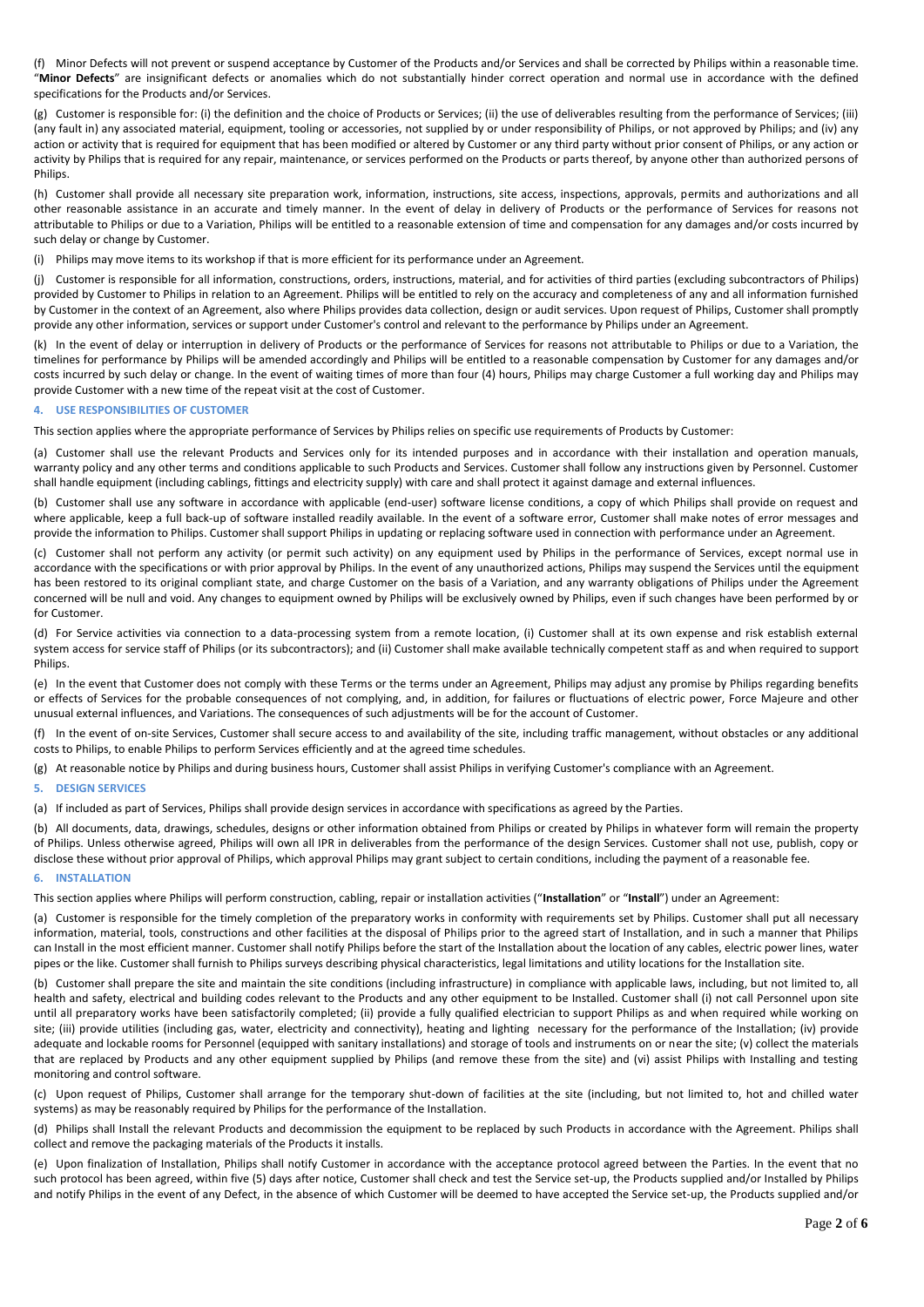(f) Minor Defects will not prevent or suspend acceptance by Customer of the Products and/or Services and shall be corrected by Philips within a reasonable time. "**Minor Defects**" are insignificant defects or anomalies which do not substantially hinder correct operation and normal use in accordance with the defined specifications for the Products and/or Services.

(g) Customer is responsible for: (i) the definition and the choice of Products or Services; (ii) the use of deliverables resulting from the performance of Services; (iii) (any fault in) any associated material, equipment, tooling or accessories, not supplied by or under responsibility of Philips, or not approved by Philips; and (iv) any action or activity that is required for equipment that has been modified or altered by Customer or any third party without prior consent of Philips, or any action or activity by Philips that is required for any repair, maintenance, or services performed on the Products or parts thereof, by anyone other than authorized persons of Philips.

(h) Customer shall provide all necessary site preparation work, information, instructions, site access, inspections, approvals, permits and authorizations and all other reasonable assistance in an accurate and timely manner. In the event of delay in delivery of Products or the performance of Services for reasons not attributable to Philips or due to a Variation, Philips will be entitled to a reasonable extension of time and compensation for any damages and/or costs incurred by such delay or change by Customer.

(i) Philips may move items to its workshop if that is more efficient for its performance under an Agreement.

(j) Customer is responsible for all information, constructions, orders, instructions, material, and for activities of third parties (excluding subcontractors of Philips) provided by Customer to Philips in relation to an Agreement. Philips will be entitled to rely on the accuracy and completeness of any and all information furnished by Customer in the context of an Agreement, also where Philips provides data collection, design or audit services. Upon request of Philips, Customer shall promptly provide any other information, services or support under Customer's control and relevant to the performance by Philips under an Agreement.

(k) In the event of delay or interruption in delivery of Products or the performance of Services for reasons not attributable to Philips or due to a Variation, the timelines for performance by Philips will be amended accordingly and Philips will be entitled to a reasonable compensation by Customer for any damages and/or costs incurred by such delay or change. In the event of waiting times of more than four (4) hours, Philips may charge Customer a full working day and Philips may provide Customer with a new time of the repeat visit at the cost of Customer.

## 4. USE RESPONSIBILITIES OF CUSTOMER

This section applies where the appropriate performance of Services by Philips relies on specific use requirements of Products by Customer:

(a) Customer shall use the relevant Products and Services only for its intended purposes and in accordance with their installation and operation manuals, warranty policy and any other terms and conditions applicable to such Products and Services. Customer shall follow any instructions given by Personnel. Customer shall handle equipment (including cablings, fittings and electricity supply) with care and shall protect it against damage and external influences.

(b) Customer shall use any software in accordance with applicable (end-user) software license conditions, a copy of which Philips shall provide on request and where applicable, keep a full back-up of software installed readily available. In the event of a software error, Customer shall make notes of error messages and provide the information to Philips. Customer shall support Philips in updating or replacing software used in connection with performance under an Agreement.

(c) Customer shall not perform any activity (or permit such activity) on any equipment used by Philips in the performance of Services, except normal use in accordance with the specifications or with prior approval by Philips. In the event of any unauthorized actions, Philips may suspend the Services until the equipment has been restored to its original compliant state, and charge Customer on the basis of a Variation, and any warranty obligations of Philips under the Agreement concerned will be null and void. Any changes to equipment owned by Philips will be exclusively owned by Philips, even if such changes have been performed by or for Customer.

(d) For Service activities via connection to a data-processing system from a remote location, (i) Customer shall at its own expense and risk establish external system access for service staff of Philips (or its subcontractors); and (ii) Customer shall make available technically competent staff as and when required to support Philips.

(e) In the event that Customer does not comply with these Terms or the terms under an Agreement, Philips may adjust any promise by Philips regarding benefits or effects of Services for the probable consequences of not complying, and, in addition, for failures or fluctuations of electric power, Force Majeure and other unusual external influences, and Variations. The consequences of such adjustments will be for the account of Customer.

(f) In the event of on-site Services, Customer shall secure access to and availability of the site, including traffic management, without obstacles or any additional costs to Philips, to enable Philips to perform Services efficiently and at the agreed time schedules.

(g) At reasonable notice by Philips and during business hours, Customer shall assist Philips in verifying Customer's compliance with an Agreement.

## 5. DESIGN SERVICES

(a) If included as part of Services, Philips shall provide design services in accordance with specifications as agreed by the Parties.

(b) All documents, data, drawings, schedules, designs or other information obtained from Philips or created by Philips in whatever form will remain the property of Philips. Unless otherwise agreed, Philips will own all IPR in deliverables from the performance of the design Services. Customer shall not use, publish, copy or disclose these without prior approval of Philips, which approval Philips may grant subject to certain conditions, including the payment of a reasonable fee.

## 6. INSTALLATION

This section applies where Philips will perform construction, cabling, repair or installation activities ("**Installation**" or "**Install**") under an Agreement:

(a) Customer is responsible for the timely completion of the preparatory works in conformity with requirements set by Philips. Customer shall put all necessary information, material, tools, constructions and other facilities at the disposal of Philips prior to the agreed start of Installation, and in such a manner that Philips can Install in the most efficient manner. Customer shall notify Philips before the start of the Installation about the location of any cables, electric power lines, water pipes or the like. Customer shall furnish to Philips surveys describing physical characteristics, legal limitations and utility locations for the Installation site.

(b) Customer shall prepare the site and maintain the site conditions (including infrastructure) in compliance with applicable laws, including, but not limited to, all health and safety, electrical and building codes relevant to the Products and any other equipment to be Installed. Customer shall (i) not call Personnel upon site until all preparatory works have been satisfactorily completed; (ii) provide a fully qualified electrician to support Philips as and when required while working on site; (iii) provide utilities (including gas, water, electricity and connectivity), heating and lighting necessary for the performance of the Installation; (iv) provide adequate and lockable rooms for Personnel (equipped with sanitary installations) and storage of tools and instruments on or near the site; (v) collect the materials that are replaced by Products and any other equipment supplied by Philips (and remove these from the site) and (vi) assist Philips with Installing and testing monitoring and control software.

(c) Upon request of Philips, Customer shall arrange for the temporary shut-down of facilities at the site (including, but not limited to, hot and chilled water systems) as may be reasonably required by Philips for the performance of the Installation.

(d) Philips shall Install the relevant Products and decommission the equipment to be replaced by such Products in accordance with the Agreement. Philips shall collect and remove the packaging materials of the Products it installs.

(e) Upon finalization of Installation, Philips shall notify Customer in accordance with the acceptance protocol agreed between the Parties. In the event that no such protocol has been agreed, within five (5) days after notice, Customer shall check and test the Service set-up, the Products supplied and/or Installed by Philips and notify Philips in the event of any Defect, in the absence of which Customer will be deemed to have accepted the Service set-up, the Products supplied and/or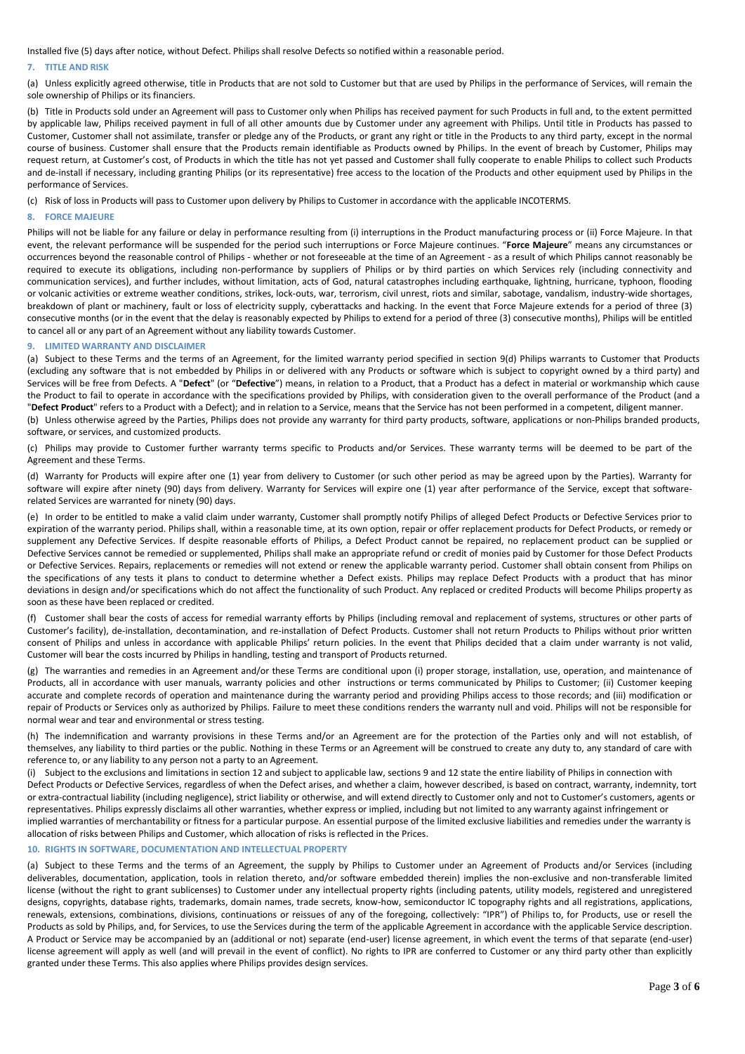Installed five (5) days after notice, without Defect. Philips shall resolve Defects so notified within a reasonable period.

## 7. TITLE AND RISK

(a) Unless explicitly agreed otherwise, title in Products that are not sold to Customer but that are used by Philips in the performance of Services, will remain the sole ownership of Philips or its financiers.

(b) Title in Products sold under an Agreement will pass to Customer only when Philips has received payment for such Products in full and, to the extent permitted by applicable law, Philips received payment in full of all other amounts due by Customer under any agreement with Philips. Until title in Products has passed to Customer, Customer shall not assimilate, transfer or pledge any of the Products, or grant any right or title in the Products to any third party, except in the normal course of business. Customer shall ensure that the Products remain identifiable as Products owned by Philips. In the event of breach by Customer, Philips may request return, at Customer's cost, of Products in which the title has not yet passed and Customer shall fully cooperate to enable Philips to collect such Products and de-install if necessary, including granting Philips (or its representative) free access to the location of the Products and other equipment used by Philips in the performance of Services.

(c) Risk of loss in Products will pass to Customer upon delivery by Philips to Customer in accordance with the applicable INCOTERMS.

## 8. FORCE MAJEURE

Philips will not be liable for any failure or delay in performance resulting from (i) interruptions in the Product manufacturing process or (ii) Force Majeure. In that event, the relevant performance will be suspended for the period such interruptions or Force Majeure continues. "**Force Majeure**" means any circumstances or occurrences beyond the reasonable control of Philips - whether or not foreseeable at the time of an Agreement - as a result of which Philips cannot reasonably be required to execute its obligations, including non-performance by suppliers of Philips or by third parties on which Services rely (including connectivity and communication services), and further includes, without limitation, acts of God, natural catastrophes including earthquake, lightning, hurricane, typhoon, flooding or volcanic activities or extreme weather conditions, strikes, lock-outs, war, terrorism, civil unrest, riots and similar, sabotage, vandalism, industry-wide shortages, breakdown of plant or machinery, fault or loss of electricity supply, cyberattacks and hacking. In the event that Force Majeure extends for a period of three (3) consecutive months (or in the event that the delay is reasonably expected by Philips to extend for a period of three (3) consecutive months), Philips will be entitled to cancel all or any part of an Agreement without any liability towards Customer.

## 9. LIMITED WARRANTY AND DISCLAIMER

(a) Subject to these Terms and the terms of an Agreement, for the limited warranty period specified in section 9(d) Philips warrants to Customer that Products (excluding any software that is not embedded by Philips in or delivered with any Products or software which is subject to copyright owned by a third party) and Services will be free from Defects. A "**Defect**" (or "**Defective**") means, in relation to a Product, that a Product has a defect in material or workmanship which cause the Product to fail to operate in accordance with the specifications provided by Philips, with consideration given to the overall performance of the Product (and a "**Defect Product**" refers to a Product with a Defect); and in relation to a Service, means that the Service has not been performed in a competent, diligent manner.

(b) Unless otherwise agreed by the Parties, Philips does not provide any warranty for third party products, software, applications or non-Philips branded products, software, or services, and customized products.

(c) Philips may provide to Customer further warranty terms specific to Products and/or Services. These warranty terms will be deemed to be part of the Agreement and these Terms.

(d) Warranty for Products will expire after one (1) year from delivery to Customer (or such other period as may be agreed upon by the Parties). Warranty for software will expire after ninety (90) days from delivery. Warranty for Services will expire one (1) year after performance of the Service, except that software-related Services are warranted for ninety (90) days.

(e) In order to be entitled to make a valid claim under warranty, Customer shall promptly notify Philips of alleged Defect Products or Defective Services prior to expiration of the warranty period. Philips shall, within a reasonable time, at its own option, repair or offer replacement products for Defect Products, or remedy or supplement any Defective Services. If despite reasonable efforts of Philips, a Defect Product cannot be repaired, no replacement product can be supplied or Defective Services cannot be remedied or supplemented, Philips shall make an appropriate refund or credit of monies paid by Customer for those Defect Products or Defective Services. Repairs, replacements or remedies will not extend or renew the applicable warranty period. Customer shall obtain consent from Philips on the specifications of any tests it plans to conduct to determine whether a Defect exists. Philips may replace Defect Products with a product that has minor deviations in design and/or specifications which do not affect the functionality of such Product. Any replaced or credited Products will become Philips property as soon as these have been replaced or credited.

(f) Customer shall bear the costs of access for remedial warranty efforts by Philips (including removal and replacement of systems, structures or other parts of Customer's facility), de-installation, decontamination, and re-installation of Defect Products. Customer shall not return Products to Philips without prior written consent of Philips and unless in accordance with applicable Philips' return policies. In the event that Philips decided that a claim under warranty is not valid, Customer will bear the costs incurred by Philips in handling, testing and transport of Products returned.

(g) The warranties and remedies in an Agreement and/or these Terms are conditional upon (i) proper storage, installation, use, operation, and maintenance of Products, all in accordance with user manuals, warranty policies and other instructions or terms communicated by Philips to Customer; (ii) Customer keeping accurate and complete records of operation and maintenance during the warranty period and providing Philips access to those records; and (iii) modification or repair of Products or Services only as authorized by Philips. Failure to meet these conditions renders the warranty null and void. Philips will not be responsible for normal wear and tear and environmental or stress testing.

(h) The indemnification and warranty provisions in these Terms and/or an Agreement are for the protection of the Parties only and will not establish, of themselves, any liability to third parties or the public. Nothing in these Terms or an Agreement will be construed to create any duty to, any standard of care with reference to, or any liability to any person not a party to an Agreement.

(i) Subject to the exclusions and limitations in section 12 and subject to applicable law, sections 9 and 12 state the entire liability of Philips in connection with Defect Products or Defective Services, regardless of when the Defect arises, and whether a claim, however described, is based on contract, warranty, indemnity, tort or extra-contractual liability (including negligence), strict liability or otherwise, and will extend directly to Customer only and not to Customer's customers, agents or representatives. Philips expressly disclaims all other warranties, whether express or implied, including but not limited to any warranty against infringement or implied warranties of merchantability or fitness for a particular purpose. An essential purpose of the limited exclusive liabilities and remedies under the warranty is allocation of risks between Philips and Customer, which allocation of risks is reflected in the Prices.

## 10. RIGHTS IN SOFTWARE, DOCUMENTATION AND INTELLECTUAL PROPERTY

(a) Subject to these Terms and the terms of an Agreement, the supply by Philips to Customer under an Agreement of Products and/or Services (including deliverables, documentation, application, tools in relation thereto, and/or software embedded therein) implies the non-exclusive and non-transferable limited license (without the right to grant sublicenses) to Customer under any intellectual property rights (including patents, utility models, registered and unregistered designs, copyrights, database rights, trademarks, domain names, trade secrets, know-how, semiconductor IC topography rights and all registrations, applications, renewals, extensions, combinations, divisions, continuations or reissues of any of the foregoing, collectively: "IPR") of Philips to, for Products, use or resell the Products as sold by Philips, and, for Services, to use the Services during the term of the applicable Agreement in accordance with the applicable Service description. A Product or Service may be accompanied by an (additional or not) separate (end-user) license agreement, in which event the terms of that separate (end-user) license agreement will apply as well (and will prevail in the event of conflict). No rights to IPR are conferred to Customer or any third party other than explicitly granted under these Terms. This also applies where Philips provides design services.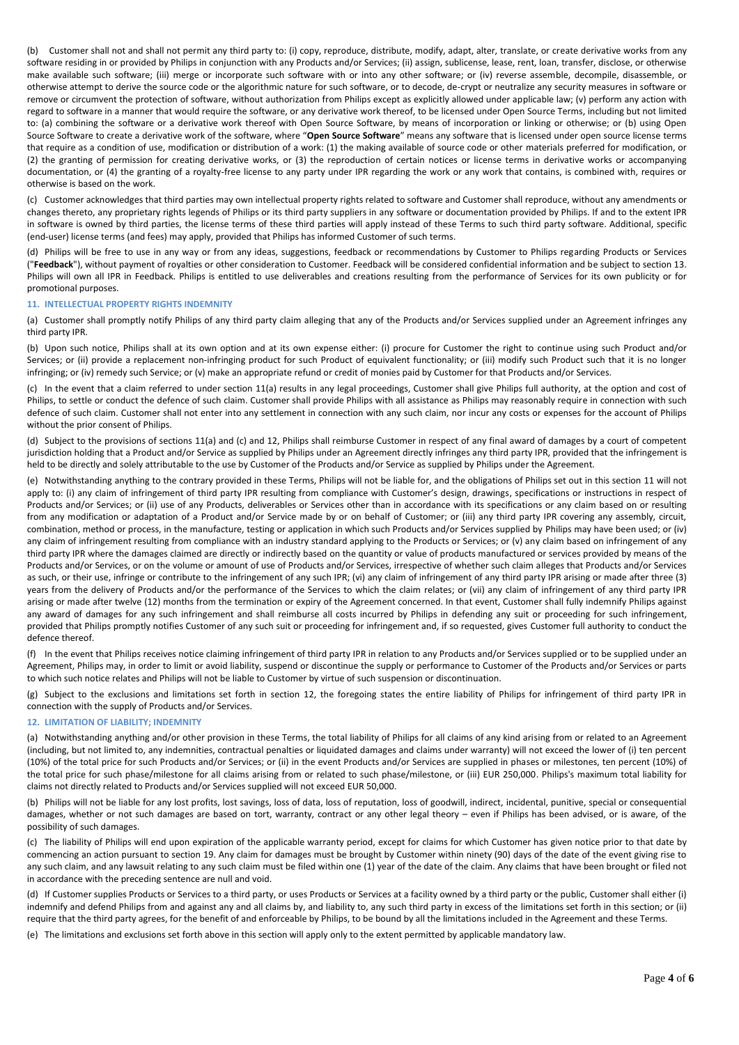(b) Customer shall not and shall not permit any third party to: (i) copy, reproduce, distribute, modify, adapt, alter, translate, or create derivative works from any software residing in or provided by Philips in conjunction with any Products and/or Services; (ii) assign, sublicense, lease, rent, loan, transfer, disclose, or otherwise make available such software; (iii) merge or incorporate such software with or into any other software; or (iv) reverse assemble, decompile, disassemble, or otherwise attempt to derive the source code or the algorithmic nature for such software, or to decode, de-crypt or neutralize any security measures in software or remove or circumvent the protection of software, without authorization from Philips except as explicitly allowed under applicable law; (v) perform any action with regard to software in a manner that would require the software, or any derivative work thereof, to be licensed under Open Source Terms, including but not limited to: (a) combining the software or a derivative work thereof with Open Source Software, by means of incorporation or linking or otherwise; or (b) using Open Source Software to create a derivative work of the software, where "**Open Source Software**" means any software that is licensed under open source license terms that require as a condition of use, modification or distribution of a work: (1) the making available of source code or other materials preferred for modification, or (2) the granting of permission for creating derivative works, or (3) the reproduction of certain notices or license terms in derivative works or accompanying documentation, or (4) the granting of a royalty-free license to any party under IPR regarding the work or any work that contains, is combined with, requires or otherwise is based on the work.

(c) Customer acknowledges that third parties may own intellectual property rights related to software and Customer shall reproduce, without any amendments or changes thereto, any proprietary rights legends of Philips or its third party suppliers in any software or documentation provided by Philips. If and to the extent IPR in software is owned by third parties, the license terms of these third parties will apply instead of these Terms to such third party software. Additional, specific (end-user) license terms (and fees) may apply, provided that Philips has informed Customer of such terms.

(d) Philips will be free to use in any way or from any ideas, suggestions, feedback or recommendations by Customer to Philips regarding Products or Services ("**Feedback**"), without payment of royalties or other consideration to Customer. Feedback will be considered confidential information and be subject to section 13. Philips will own all IPR in Feedback. Philips is entitled to use deliverables and creations resulting from the performance of Services for its own publicity or for promotional purposes.

## 11. INTELLECTUAL PROPERTY RIGHTS INDEMNITY

(a) Customer shall promptly notify Philips of any third party claim alleging that any of the Products and/or Services supplied under an Agreement infringes any third party IPR.

(b) Upon such notice, Philips shall at its own option and at its own expense either: (i) procure for Customer the right to continue using such Product and/or Services; or (ii) provide a replacement non-infringing product for such Product of equivalent functionality; or (iii) modify such Product such that it is no longer infringing; or (iv) remedy such Service; or (v) make an appropriate refund or credit of monies paid by Customer for that Products and/or Services.

(c) In the event that a claim referred to under section 11(a) results in any legal proceedings, Customer shall give Philips full authority, at the option and cost of Philips, to settle or conduct the defence of such claim. Customer shall provide Philips with all assistance as Philips may reasonably require in connection with such defence of such claim. Customer shall not enter into any settlement in connection with any such claim, nor incur any costs or expenses for the account of Philips without the prior consent of Philips.

(d) Subject to the provisions of sections 11(a) and (c) and 12, Philips shall reimburse Customer in respect of any final award of damages by a court of competent jurisdiction holding that a Product and/or Service as supplied by Philips under an Agreement directly infringes any third party IPR, provided that the infringement is held to be directly and solely attributable to the use by Customer of the Products and/or Service as supplied by Philips under the Agreement.

(e) Notwithstanding anything to the contrary provided in these Terms, Philips will not be liable for, and the obligations of Philips set out in this section 11 will not apply to: (i) any claim of infringement of third party IPR resulting from compliance with Customer's design, drawings, specifications or instructions in respect of Products and/or Services; or (ii) use of any Products, deliverables or Services other than in accordance with its specifications or any claim based on or resulting from any modification or adaptation of a Product and/or Service made by or on behalf of Customer; or (iii) any third party IPR covering any assembly, circuit, combination, method or process, in the manufacture, testing or application in which such Products and/or Services supplied by Philips may have been used; or (iv) any claim of infringement resulting from compliance with an industry standard applying to the Products or Services; or (v) any claim based on infringement of any third party IPR where the damages claimed are directly or indirectly based on the quantity or value of products manufactured or services provided by means of the Products and/or Services, or on the volume or amount of use of Products and/or Services, irrespective of whether such claim alleges that Products and/or Services as such, or their use, infringe or contribute to the infringement of any such IPR; (vi) any claim of infringement of any third party IPR arising or made after three (3) years from the delivery of Products and/or the performance of the Services to which the claim relates; or (vii) any claim of infringement of any third party IPR arising or made after twelve (12) months from the termination or expiry of the Agreement concerned. In that event, Customer shall fully indemnify Philips against any award of damages for any such infringement and shall reimburse all costs incurred by Philips in defending any suit or proceeding for such infringement, provided that Philips promptly notifies Customer of any such suit or proceeding for infringement and, if so requested, gives Customer full authority to conduct the defence thereof.

(f) In the event that Philips receives notice claiming infringement of third party IPR in relation to any Products and/or Services supplied or to be supplied under an Agreement, Philips may, in order to limit or avoid liability, suspend or discontinue the supply or performance to Customer of the Products and/or Services or parts to which such notice relates and Philips will not be liable to Customer by virtue of such suspension or discontinuation.

(g) Subject to the exclusions and limitations set forth in section 12, the foregoing states the entire liability of Philips for infringement of third party IPR in connection with the supply of Products and/or Services.

## 12. LIMITATION OF LIABILITY; INDEMNITY

(a) Notwithstanding anything and/or other provision in these Terms, the total liability of Philips for all claims of any kind arising from or related to an Agreement (including, but not limited to, any indemnities, contractual penalties or liquidated damages and claims under warranty) will not exceed the lower of (i) ten percent (10%) of the total price for such Products and/or Services; or (ii) in the event Products and/or Services are supplied in phases or milestones, ten percent (10%) of the total price for such phase/milestone for all claims arising from or related to such phase/milestone, or (iii) EUR 250,000. Philips's maximum total liability for claims not directly related to Products and/or Services supplied will not exceed EUR 50,000.

(b) Philips will not be liable for any lost profits, lost savings, loss of data, loss of reputation, loss of goodwill, indirect, incidental, punitive, special or consequential damages, whether or not such damages are based on tort, warranty, contract or any other legal theory – even if Philips has been advised, or is aware, of the possibility of such damages.

(c) The liability of Philips will end upon expiration of the applicable warranty period, except for claims for which Customer has given notice prior to that date by commencing an action pursuant to section 19. Any claim for damages must be brought by Customer within ninety (90) days of the date of the event giving rise to any such claim, and any lawsuit relating to any such claim must be filed within one (1) year of the date of the claim. Any claims that have been brought or filed not in accordance with the preceding sentence are null and void.

(d) If Customer supplies Products or Services to a third party, or uses Products or Services at a facility owned by a third party or the public, Customer shall either (i) indemnify and defend Philips from and against any and all claims by, and liability to, any such third party in excess of the limitations set forth in this section; or (ii) require that the third party agrees, for the benefit of and enforceable by Philips, to be bound by all the limitations included in the Agreement and these Terms.

(e) The limitations and exclusions set forth above in this section will apply only to the extent permitted by applicable mandatory law.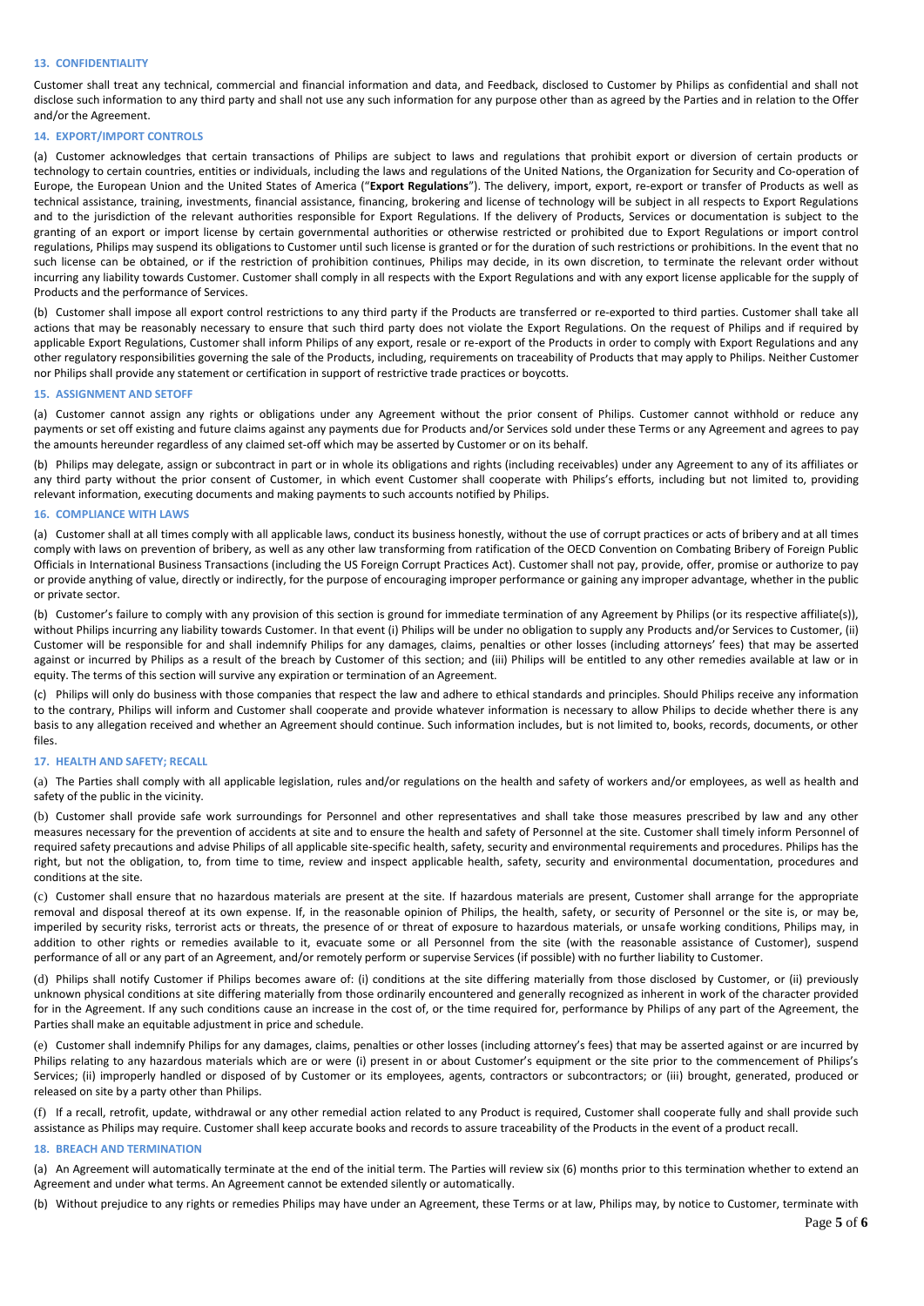### 13. CONFIDENTIALITY

Customer shall treat any technical, commercial and financial information and data, and Feedback, disclosed to Customer by Philips as confidential and shall not disclose such information to any third party and shall not use any such information for any purpose other than as agreed by the Parties and in relation to the Offer and/or the Agreement.

### 14. EXPORT/IMPORT CONTROLS

(a) Customer acknowledges that certain transactions of Philips are subject to laws and regulations that prohibit export or diversion of certain products or technology to certain countries, entities or individuals, including the laws and regulations of the United Nations, the Organization for Security and Co-operation of Europe, the European Union and the United States of America ("**Export Regulations**"). The delivery, import, export, re-export or transfer of Products as well as technical assistance, training, investments, financial assistance, financing, brokering and license of technology will be subject in all respects to Export Regulations and to the jurisdiction of the relevant authorities responsible for Export Regulations. If the delivery of Products, Services or documentation is subject to the granting of an export or import license by certain governmental authorities or otherwise restricted or prohibited due to Export Regulations or import control regulations, Philips may suspend its obligations to Customer until such license is granted or for the duration of such restrictions or prohibitions. In the event that no such license can be obtained, or if the restriction of prohibition continues, Philips may decide, in its own discretion, to terminate the relevant order without incurring any liability towards Customer. Customer shall comply in all respects with the Export Regulations and with any export license applicable for the supply of Products and the performance of Services.

(b) Customer shall impose all export control restrictions to any third party if the Products are transferred or re-exported to third parties. Customer shall take all actions that may be reasonably necessary to ensure that such third party does not violate the Export Regulations. On the request of Philips and if required by applicable Export Regulations, Customer shall inform Philips of any export, resale or re-export of the Products in order to comply with Export Regulations and any other regulatory responsibilities governing the sale of the Products, including, requirements on traceability of Products that may apply to Philips. Neither Customer nor Philips shall provide any statement or certification in support of restrictive trade practices or boycotts.

### 15. ASSIGNMENT AND SETOFF

(a) Customer cannot assign any rights or obligations under any Agreement without the prior consent of Philips. Customer cannot withhold or reduce any payments or set off existing and future claims against any payments due for Products and/or Services sold under these Terms or any Agreement and agrees to pay the amounts hereunder regardless of any claimed set-off which may be asserted by Customer or on its behalf.

(b) Philips may delegate, assign or subcontract in part or in whole its obligations and rights (including receivables) under any Agreement to any of its affiliates or any third party without the prior consent of Customer, in which event Customer shall cooperate with Philips's efforts, including but not limited to, providing relevant information, executing documents and making payments to such accounts notified by Philips.

### 16. COMPLIANCE WITH LAWS

(a) Customer shall at all times comply with all applicable laws, conduct its business honestly, without the use of corrupt practices or acts of bribery and at all times comply with laws on prevention of bribery, as well as any other law transforming from ratification of the OECD Convention on Combating Bribery of Foreign Public Officials in International Business Transactions (including the US Foreign Corrupt Practices Act). Customer shall not pay, provide, offer, promise or authorize to pay or provide anything of value, directly or indirectly, for the purpose of encouraging improper performance or gaining any improper advantage, whether in the public or private sector.

(b) Customer's failure to comply with any provision of this section is ground for immediate termination of any Agreement by Philips (or its respective affiliate(s)), without Philips incurring any liability towards Customer. In that event (i) Philips will be under no obligation to supply any Products and/or Services to Customer, (ii) Customer will be responsible for and shall indemnify Philips for any damages, claims, penalties or other losses (including attorneys' fees) that may be asserted against or incurred by Philips as a result of the breach by Customer of this section; and (iii) Philips will be entitled to any other remedies available at law or in equity. The terms of this section will survive any expiration or termination of an Agreement.

(c) Philips will only do business with those companies that respect the law and adhere to ethical standards and principles. Should Philips receive any information to the contrary, Philips will inform and Customer shall cooperate and provide whatever information is necessary to allow Philips to decide whether there is any basis to any allegation received and whether an Agreement should continue. Such information includes, but is not limited to, books, records, documents, or other files.

### 17. HEALTH AND SAFETY; RECALL

(a) The Parties shall comply with all applicable legislation, rules and/or regulations on the health and safety of workers and/or employees, as well as health and safety of the public in the vicinity.

(b) Customer shall provide safe work surroundings for Personnel and other representatives and shall take those measures prescribed by law and any other measures necessary for the prevention of accidents at site and to ensure the health and safety of Personnel at the site. Customer shall timely inform Personnel of required safety precautions and advise Philips of all applicable site-specific health, safety, security and environmental requirements and procedures. Philips has the right, but not the obligation, to, from time to time, review and inspect applicable health, safety, security and environmental documentation, procedures and conditions at the site.

(c) Customer shall ensure that no hazardous materials are present at the site. If hazardous materials are present, Customer shall arrange for the appropriate removal and disposal thereof at its own expense. If, in the reasonable opinion of Philips, the health, safety, or security of Personnel or the site is, or may be, imperiled by security risks, terrorist acts or threats, the presence of or threat of exposure to hazardous materials, or unsafe working conditions, Philips may, in addition to other rights or remedies available to it, evacuate some or all Personnel from the site (with the reasonable assistance of Customer), suspend performance of all or any part of an Agreement, and/or remotely perform or supervise Services (if possible) with no further liability to Customer.

(d) Philips shall notify Customer if Philips becomes aware of: (i) conditions at the site differing materially from those disclosed by Customer, or (ii) previously unknown physical conditions at site differing materially from those ordinarily encountered and generally recognized as inherent in work of the character provided for in the Agreement. If any such conditions cause an increase in the cost of, or the time required for, performance by Philips of any part of the Agreement, the Parties shall make an equitable adjustment in price and schedule.

(e) Customer shall indemnify Philips for any damages, claims, penalties or other losses (including attorney's fees) that may be asserted against or are incurred by Philips relating to any hazardous materials which are or were (i) present in or about Customer's equipment or the site prior to the commencement of Philips's Services; (ii) improperly handled or disposed of by Customer or its employees, agents, contractors or subcontractors; or (iii) brought, generated, produced or released on site by a party other than Philips.

(f) If a recall, retrofit, update, withdrawal or any other remedial action related to any Product is required, Customer shall cooperate fully and shall provide such assistance as Philips may require. Customer shall keep accurate books and records to assure traceability of the Products in the event of a product recall.

### 18. BREACH AND TERMINATION

(a) An Agreement will automatically terminate at the end of the initial term. The Parties will review six (6) months prior to this termination whether to extend an Agreement and under what terms. An Agreement cannot be extended silently or automatically.

(b) Without prejudice to any rights or remedies Philips may have under an Agreement, these Terms or at law, Philips may, by notice to Customer, terminate with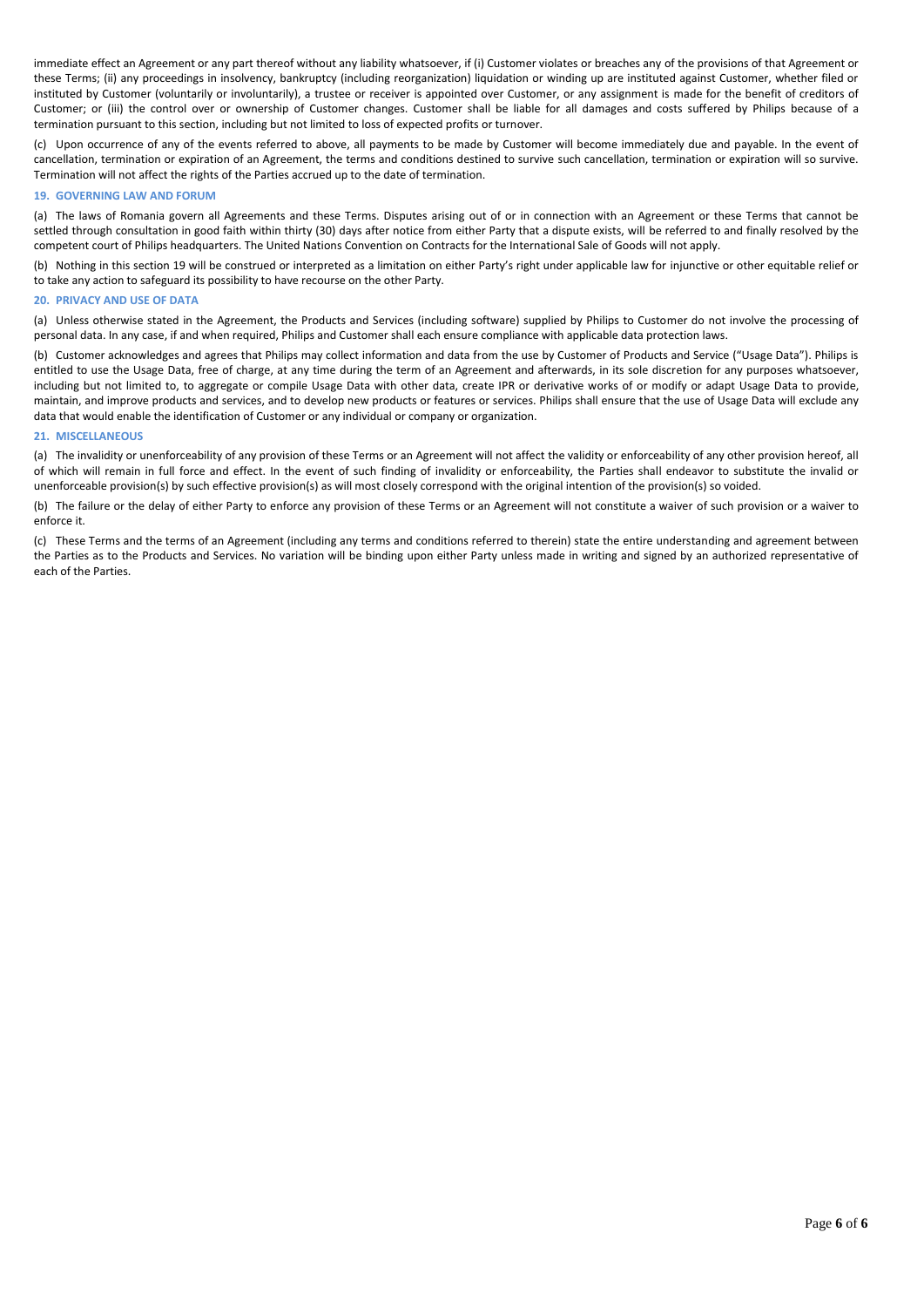immediate effect an Agreement or any part thereof without any liability whatsoever, if (i) Customer violates or breaches any of the provisions of that Agreement or these Terms; (ii) any proceedings in insolvency, bankruptcy (including reorganization) liquidation or winding up are instituted against Customer, whether filed or instituted by Customer (voluntarily or involuntarily), a trustee or receiver is appointed over Customer, or any assignment is made for the benefit of creditors of Customer; or (iii) the control over or ownership of Customer changes. Customer shall be liable for all damages and costs suffered by Philips because of a termination pursuant to this section, including but not limited to loss of expected profits or turnover.

(c) Upon occurrence of any of the events referred to above, all payments to be made by Customer will become immediately due and payable. In the event of cancellation, termination or expiration of an Agreement, the terms and conditions destined to survive such cancellation, termination or expiration will so survive. Termination will not affect the rights of the Parties accrued up to the date of termination.

## 19. GOVERNING LAW AND FORUM

(a) The laws of Romania govern all Agreements and these Terms. Disputes arising out of or in connection with an Agreement or these Terms that cannot be settled through consultation in good faith within thirty (30) days after notice from either Party that a dispute exists, will be referred to and finally resolved by the competent court of Philips headquarters. The United Nations Convention on Contracts for the International Sale of Goods will not apply.

(b) Nothing in this section 19 will be construed or interpreted as a limitation on either Party's right under applicable law for injunctive or other equitable relief or to take any action to safeguard its possibility to have recourse on the other Party.

## 20. PRIVACY AND USE OF DATA

(a) Unless otherwise stated in the Agreement, the Products and Services (including software) supplied by Philips to Customer do not involve the processing of personal data. In any case, if and when required, Philips and Customer shall each ensure compliance with applicable data protection laws.

(b) Customer acknowledges and agrees that Philips may collect information and data from the use by Customer of Products and Service ("Usage Data"). Philips is entitled to use the Usage Data, free of charge, at any time during the term of an Agreement and afterwards, in its sole discretion for any purposes whatsoever, including but not limited to, to aggregate or compile Usage Data with other data, create IPR or derivative works of or modify or adapt Usage Data to provide, maintain, and improve products and services, and to develop new products or features or services. Philips shall ensure that the use of Usage Data will exclude any data that would enable the identification of Customer or any individual or company or organization.

## 21. MISCELLANEOUS

(a) The invalidity or unenforceability of any provision of these Terms or an Agreement will not affect the validity or enforceability of any other provision hereof, all of which will remain in full force and effect. In the event of such finding of invalidity or enforceability, the Parties shall endeavor to substitute the invalid or unenforceable provision(s) by such effective provision(s) as will most closely correspond with the original intention of the provision(s) so voided.

(b) The failure or the delay of either Party to enforce any provision of these Terms or an Agreement will not constitute a waiver of such provision or a waiver to enforce it.

(c) These Terms and the terms of an Agreement (including any terms and conditions referred to therein) state the entire understanding and agreement between the Parties as to the Products and Services. No variation will be binding upon either Party unless made in writing and signed by an authorized representative of each of the Parties.